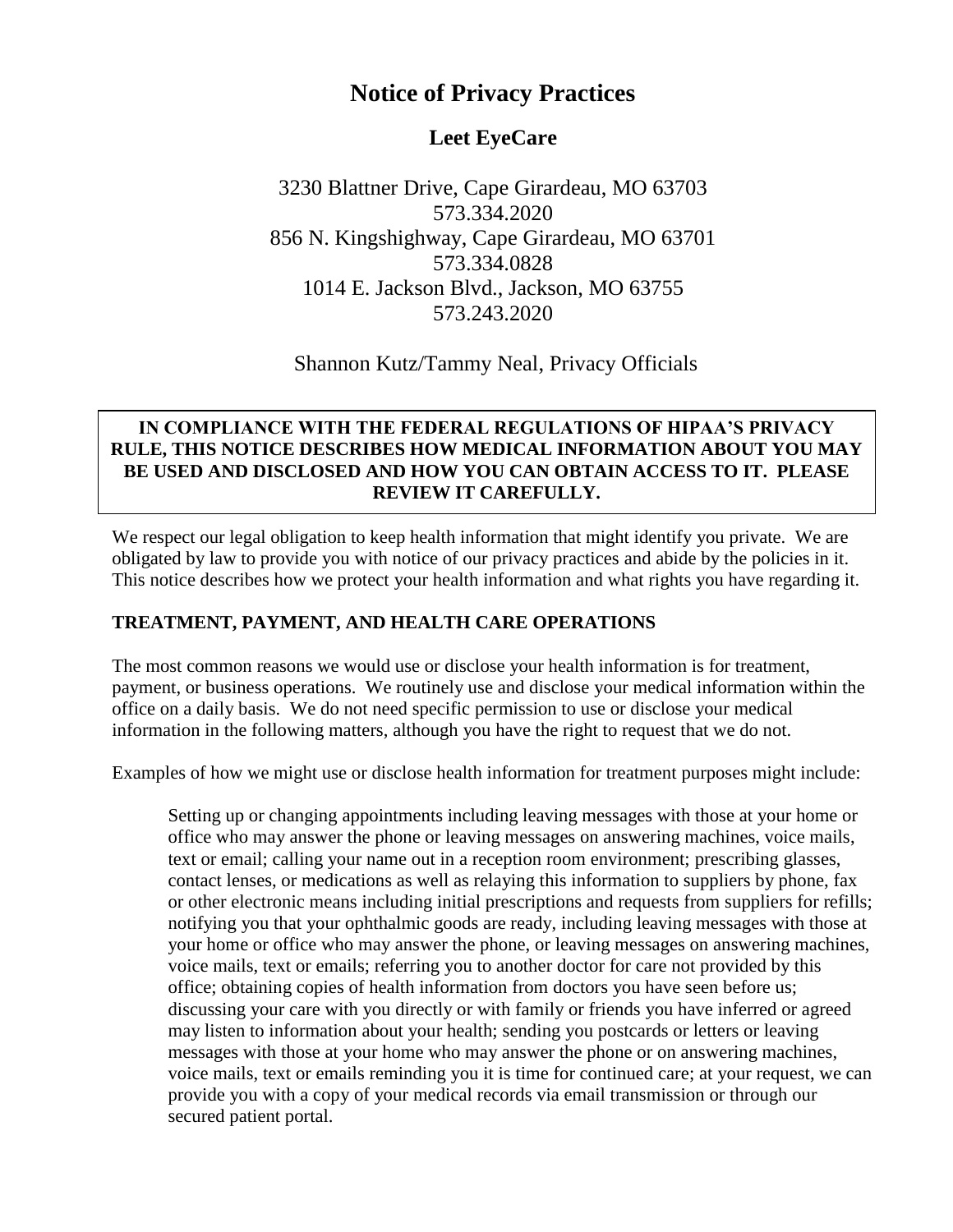# Notice of Privacy Practices

## Leet EyeCare

3230 Blattner Drive, Cape Girardeau, MO 63703
573.334.2020
856 N. Kingshighway, Cape Girardeau, MO 63701
573.334.0828
1014 E. Jackson Blvd., Jackson, MO 63755
573.243.2020

Shannon Kutz/Tammy Neal, Privacy Officials

**IN COMPLIANCE WITH THE FEDERAL REGULATIONS OF HIPAA'S PRIVACY RULE, THIS NOTICE DESCRIBES HOW MEDICAL INFORMATION ABOUT YOU MAY BE USED AND DISCLOSED AND HOW YOU CAN OBTAIN ACCESS TO IT. PLEASE REVIEW IT CAREFULLY.**

We respect our legal obligation to keep health information that might identify you private. We are obligated by law to provide you with notice of our privacy practices and abide by the policies in it. This notice describes how we protect your health information and what rights you have regarding it.

### TREATMENT, PAYMENT, AND HEALTH CARE OPERATIONS

The most common reasons we would use or disclose your health information is for treatment, payment, or business operations. We routinely use and disclose your medical information within the office on a daily basis. We do not need specific permission to use or disclose your medical information in the following matters, although you have the right to request that we do not.

Examples of how we might use or disclose health information for treatment purposes might include:

> Setting up or changing appointments including leaving messages with those at your home or office who may answer the phone or leaving messages on answering machines, voice mails, text or email; calling your name out in a reception room environment; prescribing glasses, contact lenses, or medications as well as relaying this information to suppliers by phone, fax or other electronic means including initial prescriptions and requests from suppliers for refills; notifying you that your ophthalmic goods are ready, including leaving messages with those at your home or office who may answer the phone, or leaving messages on answering machines, voice mails, text or emails; referring you to another doctor for care not provided by this office; obtaining copies of health information from doctors you have seen before us; discussing your care with you directly or with family or friends you have inferred or agreed may listen to information about your health; sending you postcards or letters or leaving messages with those at your home who may answer the phone or on answering machines, voice mails, text or emails reminding you it is time for continued care; at your request, we can provide you with a copy of your medical records via email transmission or through our secured patient portal.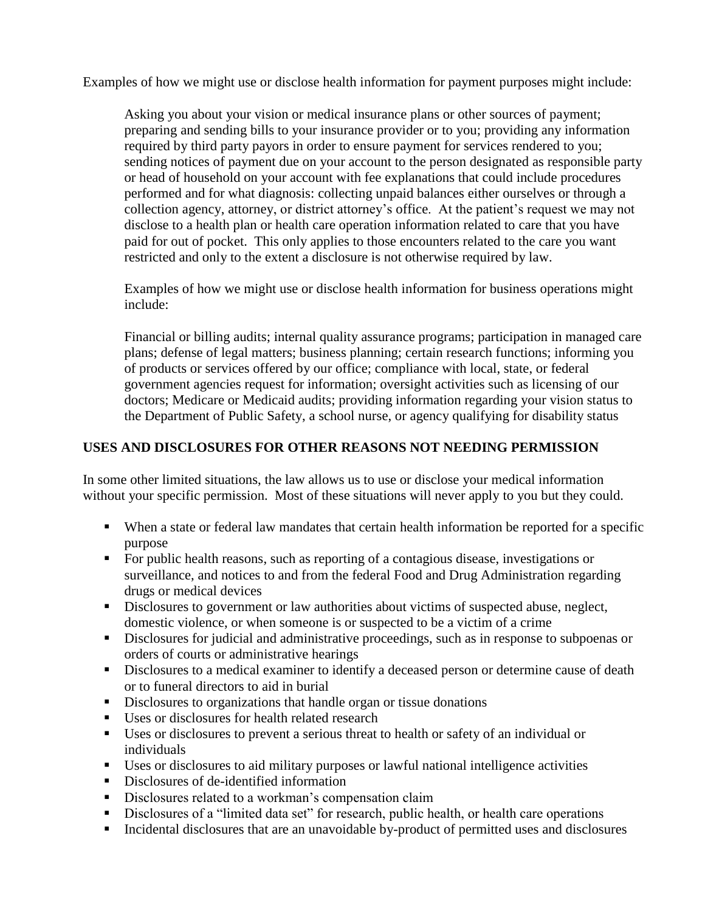Examples of how we might use or disclose health information for payment purposes might include:

Asking you about your vision or medical insurance plans or other sources of payment; preparing and sending bills to your insurance provider or to you; providing any information required by third party payors in order to ensure payment for services rendered to you; sending notices of payment due on your account to the person designated as responsible party or head of household on your account with fee explanations that could include procedures performed and for what diagnosis: collecting unpaid balances either ourselves or through a collection agency, attorney, or district attorney's office. At the patient's request we may not disclose to a health plan or health care operation information related to care that you have paid for out of pocket. This only applies to those encounters related to the care you want restricted and only to the extent a disclosure is not otherwise required by law.

Examples of how we might use or disclose health information for business operations might include:

Financial or billing audits; internal quality assurance programs; participation in managed care plans; defense of legal matters; business planning; certain research functions; informing you of products or services offered by our office; compliance with local, state, or federal government agencies request for information; oversight activities such as licensing of our doctors; Medicare or Medicaid audits; providing information regarding your vision status to the Department of Public Safety, a school nurse, or agency qualifying for disability status

**USES AND DISCLOSURES FOR OTHER REASONS NOT NEEDING PERMISSION**

In some other limited situations, the law allows us to use or disclose your medical information without your specific permission. Most of these situations will never apply to you but they could.

- When a state or federal law mandates that certain health information be reported for a specific purpose
- For public health reasons, such as reporting of a contagious disease, investigations or surveillance, and notices to and from the federal Food and Drug Administration regarding drugs or medical devices
- Disclosures to government or law authorities about victims of suspected abuse, neglect, domestic violence, or when someone is or suspected to be a victim of a crime
- Disclosures for judicial and administrative proceedings, such as in response to subpoenas or orders of courts or administrative hearings
- Disclosures to a medical examiner to identify a deceased person or determine cause of death or to funeral directors to aid in burial
- Disclosures to organizations that handle organ or tissue donations
- Uses or disclosures for health related research
- Uses or disclosures to prevent a serious threat to health or safety of an individual or individuals
- Uses or disclosures to aid military purposes or lawful national intelligence activities
- Disclosures of de-identified information
- Disclosures related to a workman's compensation claim
- Disclosures of a "limited data set" for research, public health, or health care operations
- Incidental disclosures that are an unavoidable by-product of permitted uses and disclosures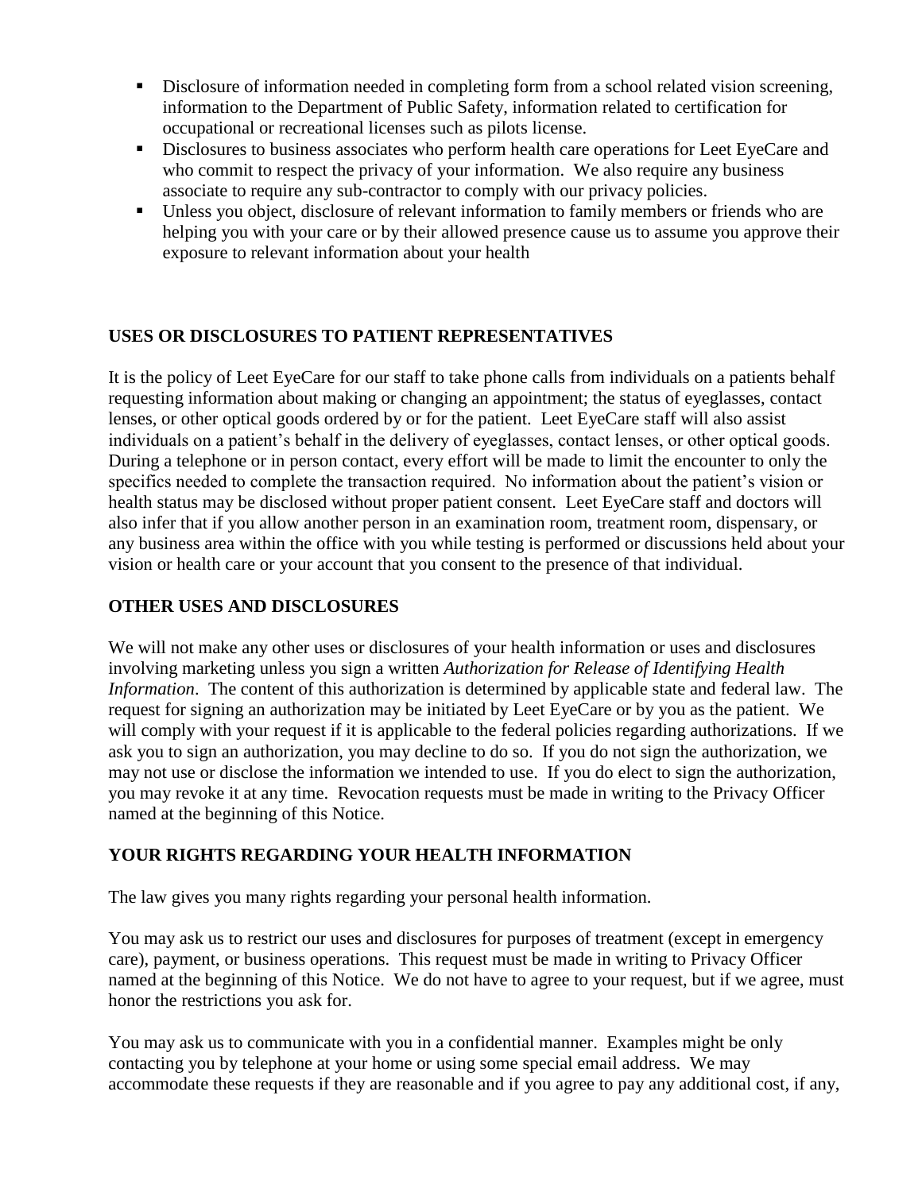- Disclosure of information needed in completing form from a school related vision screening, information to the Department of Public Safety, information related to certification for occupational or recreational licenses such as pilots license.
- Disclosures to business associates who perform health care operations for Leet EyeCare and who commit to respect the privacy of your information. We also require any business associate to require any sub-contractor to comply with our privacy policies.
- Unless you object, disclosure of relevant information to family members or friends who are helping you with your care or by their allowed presence cause us to assume you approve their exposure to relevant information about your health

## USES OR DISCLOSURES TO PATIENT REPRESENTATIVES

It is the policy of Leet EyeCare for our staff to take phone calls from individuals on a patients behalf requesting information about making or changing an appointment; the status of eyeglasses, contact lenses, or other optical goods ordered by or for the patient. Leet EyeCare staff will also assist individuals on a patient's behalf in the delivery of eyeglasses, contact lenses, or other optical goods. During a telephone or in person contact, every effort will be made to limit the encounter to only the specifics needed to complete the transaction required. No information about the patient's vision or health status may be disclosed without proper patient consent. Leet EyeCare staff and doctors will also infer that if you allow another person in an examination room, treatment room, dispensary, or any business area within the office with you while testing is performed or discussions held about your vision or health care or your account that you consent to the presence of that individual.

## OTHER USES AND DISCLOSURES

We will not make any other uses or disclosures of your health information or uses and disclosures involving marketing unless you sign a written *Authorization for Release of Identifying Health Information*. The content of this authorization is determined by applicable state and federal law. The request for signing an authorization may be initiated by Leet EyeCare or by you as the patient. We will comply with your request if it is applicable to the federal policies regarding authorizations. If we ask you to sign an authorization, you may decline to do so. If you do not sign the authorization, we may not use or disclose the information we intended to use. If you do elect to sign the authorization, you may revoke it at any time. Revocation requests must be made in writing to the Privacy Officer named at the beginning of this Notice.

## YOUR RIGHTS REGARDING YOUR HEALTH INFORMATION

The law gives you many rights regarding your personal health information.

You may ask us to restrict our uses and disclosures for purposes of treatment (except in emergency care), payment, or business operations. This request must be made in writing to Privacy Officer named at the beginning of this Notice. We do not have to agree to your request, but if we agree, must honor the restrictions you ask for.

You may ask us to communicate with you in a confidential manner. Examples might be only contacting you by telephone at your home or using some special email address. We may accommodate these requests if they are reasonable and if you agree to pay any additional cost, if any,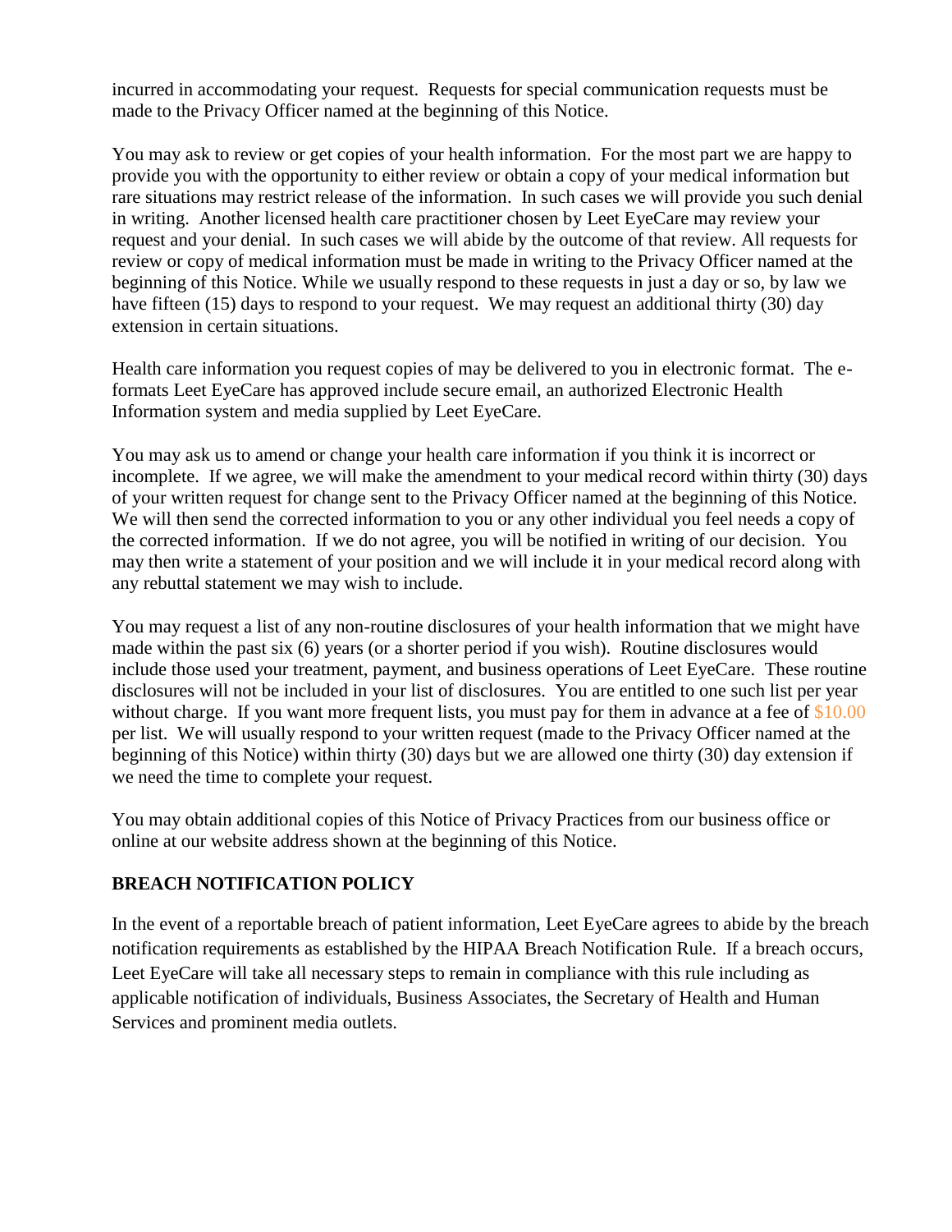incurred in accommodating your request. Requests for special communication requests must be made to the Privacy Officer named at the beginning of this Notice.

You may ask to review or get copies of your health information. For the most part we are happy to provide you with the opportunity to either review or obtain a copy of your medical information but rare situations may restrict release of the information. In such cases we will provide you such denial in writing. Another licensed health care practitioner chosen by Leet EyeCare may review your request and your denial. In such cases we will abide by the outcome of that review. All requests for review or copy of medical information must be made in writing to the Privacy Officer named at the beginning of this Notice. While we usually respond to these requests in just a day or so, by law we have fifteen (15) days to respond to your request. We may request an additional thirty (30) day extension in certain situations.

Health care information you request copies of may be delivered to you in electronic format. The e-formats Leet EyeCare has approved include secure email, an authorized Electronic Health Information system and media supplied by Leet EyeCare.

You may ask us to amend or change your health care information if you think it is incorrect or incomplete. If we agree, we will make the amendment to your medical record within thirty (30) days of your written request for change sent to the Privacy Officer named at the beginning of this Notice. We will then send the corrected information to you or any other individual you feel needs a copy of the corrected information. If we do not agree, you will be notified in writing of our decision. You may then write a statement of your position and we will include it in your medical record along with any rebuttal statement we may wish to include.

You may request a list of any non-routine disclosures of your health information that we might have made within the past six (6) years (or a shorter period if you wish). Routine disclosures would include those used your treatment, payment, and business operations of Leet EyeCare. These routine disclosures will not be included in your list of disclosures. You are entitled to one such list per year without charge. If you want more frequent lists, you must pay for them in advance at a fee of $10.00 per list. We will usually respond to your written request (made to the Privacy Officer named at the beginning of this Notice) within thirty (30) days but we are allowed one thirty (30) day extension if we need the time to complete your request.

You may obtain additional copies of this Notice of Privacy Practices from our business office or online at our website address shown at the beginning of this Notice.

## BREACH NOTIFICATION POLICY

In the event of a reportable breach of patient information, Leet EyeCare agrees to abide by the breach notification requirements as established by the HIPAA Breach Notification Rule. If a breach occurs, Leet EyeCare will take all necessary steps to remain in compliance with this rule including as applicable notification of individuals, Business Associates, the Secretary of Health and Human Services and prominent media outlets.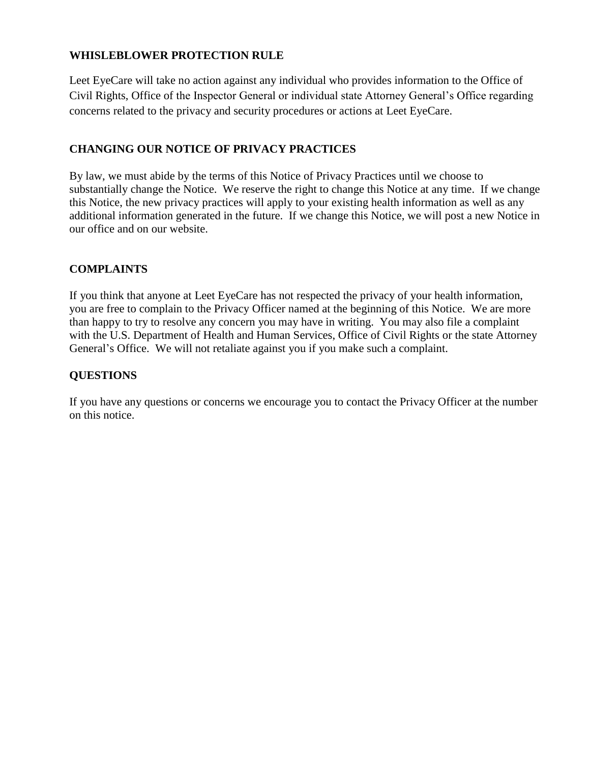## WHISLEBLOWER PROTECTION RULE

Leet EyeCare will take no action against any individual who provides information to the Office of Civil Rights, Office of the Inspector General or individual state Attorney General's Office regarding concerns related to the privacy and security procedures or actions at Leet EyeCare.

## CHANGING OUR NOTICE OF PRIVACY PRACTICES

By law, we must abide by the terms of this Notice of Privacy Practices until we choose to substantially change the Notice. We reserve the right to change this Notice at any time. If we change this Notice, the new privacy practices will apply to your existing health information as well as any additional information generated in the future. If we change this Notice, we will post a new Notice in our office and on our website.

## COMPLAINTS

If you think that anyone at Leet EyeCare has not respected the privacy of your health information, you are free to complain to the Privacy Officer named at the beginning of this Notice. We are more than happy to try to resolve any concern you may have in writing. You may also file a complaint with the U.S. Department of Health and Human Services, Office of Civil Rights or the state Attorney General's Office. We will not retaliate against you if you make such a complaint.

## QUESTIONS

If you have any questions or concerns we encourage you to contact the Privacy Officer at the number on this notice.